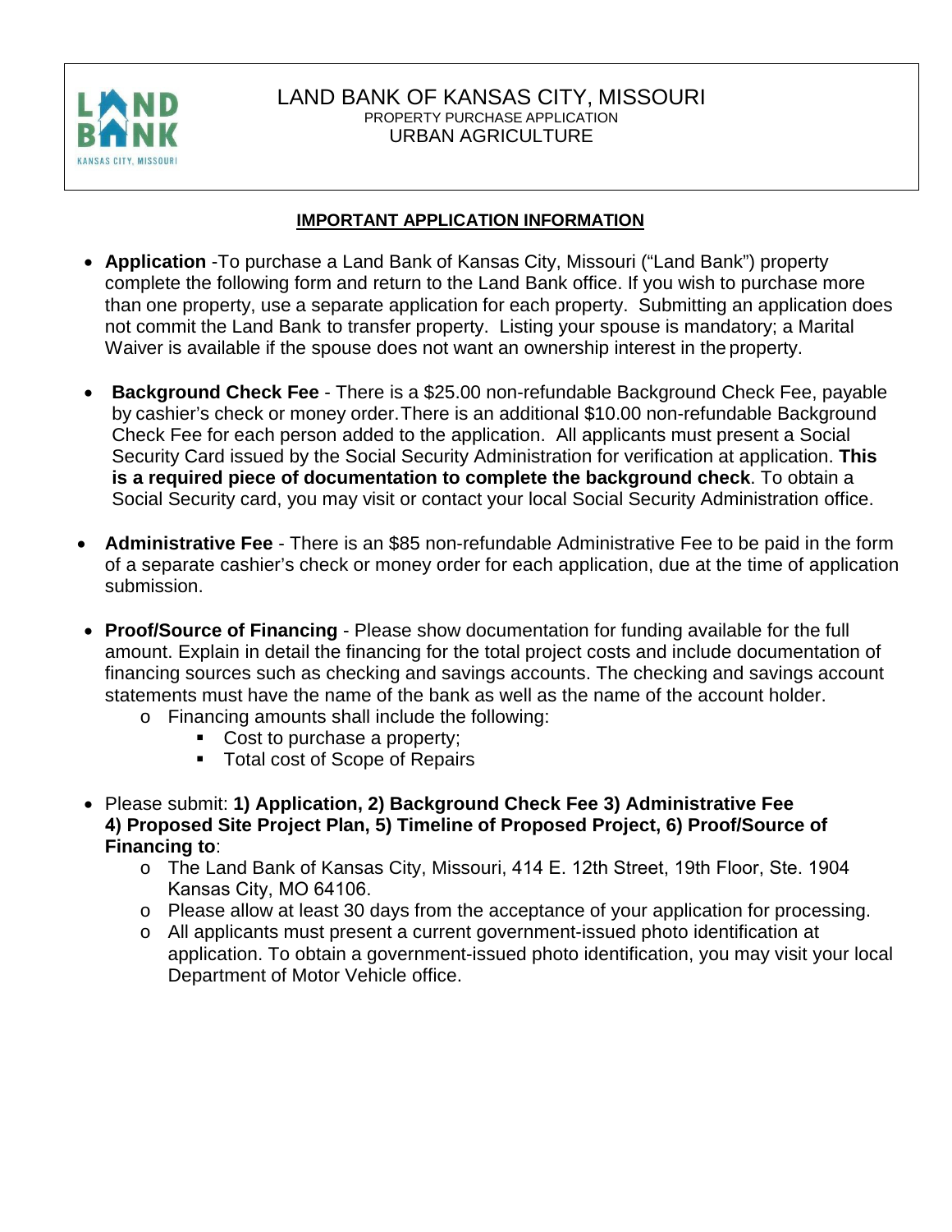# LAND BANK OF KANSAS CITY, MISSOURI

PROPERTY PURCHASE APPLICATION

URBAN AGRICULTURE

## IMPORTANT APPLICATION INFORMATION

- **Application** -To purchase a Land Bank of Kansas City, Missouri ("Land Bank") property complete the following form and return to the Land Bank office. If you wish to purchase more than one property, use a separate application for each property. Submitting an application does not commit the Land Bank to transfer property. Listing your spouse is mandatory; a Marital Waiver is available if the spouse does not want an ownership interest in the property.

- **Background Check Fee** - There is a $25.00 non-refundable Background Check Fee, payable by cashier's check or money order. There is an additional $10.00 non-refundable Background Check Fee for each person added to the application. All applicants must present a Social Security Card issued by the Social Security Administration for verification at application. **This is a required piece of documentation to complete the background check**. To obtain a Social Security card, you may visit or contact your local Social Security Administration office.

- **Administrative Fee** - There is an $85 non-refundable Administrative Fee to be paid in the form of a separate cashier's check or money order for each application, due at the time of application submission.

- **Proof/Source of Financing** - Please show documentation for funding available for the full amount. Explain in detail the financing for the total project costs and include documentation of financing sources such as checking and savings accounts. The checking and savings account statements must have the name of the bank as well as the name of the account holder.
  - Financing amounts shall include the following:
    - Cost to purchase a property;
    - Total cost of Scope of Repairs

- Please submit: **1) Application, 2) Background Check Fee 3) Administrative Fee 4) Proposed Site Project Plan, 5) Timeline of Proposed Project, 6) Proof/Source of Financing to**:
  - The Land Bank of Kansas City, Missouri, 414 E. 12th Street, 19th Floor, Ste. 1904 Kansas City, MO 64106.
  - Please allow at least 30 days from the acceptance of your application for processing.
  - All applicants must present a current government-issued photo identification at application. To obtain a government-issued photo identification, you may visit your local Department of Motor Vehicle office.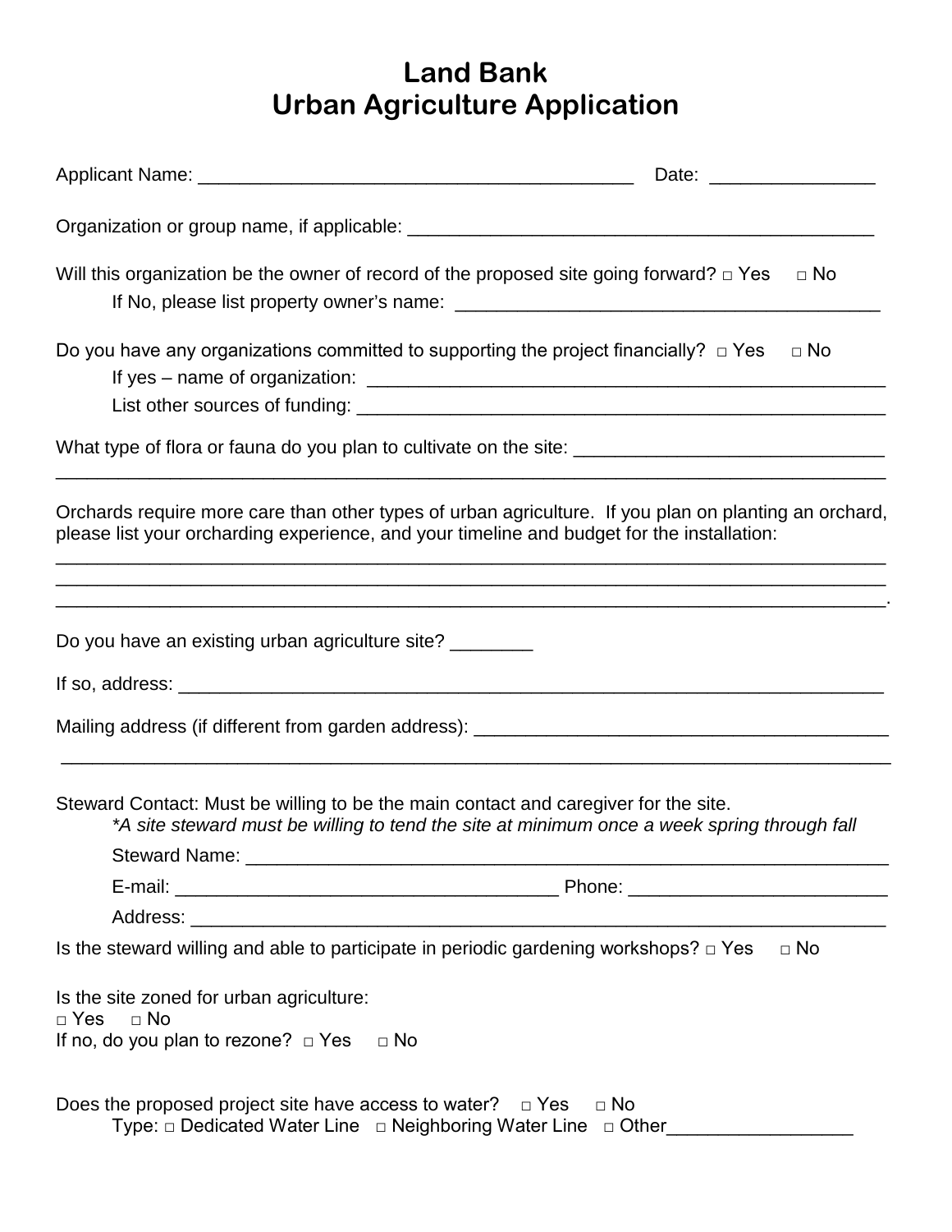# Land Bank
# Urban Agriculture Application

Applicant Name: ________________________________________ Date: _______________

Organization or group name, if applicable: ____________________________________________

Will this organization be the owner of record of the proposed site going forward? □ Yes □ No

If No, please list property owner's name: ________________________________________

Do you have any organizations committed to supporting the project financially? □ Yes □ No

If yes – name of organization: ___________________________________________________

List other sources of funding: ___________________________________________________

What type of flora or fauna do you plan to cultivate on the site: _____________________________
_________________________________________________________________________________

Orchards require more care than other types of urban agriculture. If you plan on planting an orchard, please list your orcharding experience, and your timeline and budget for the installation:
_________________________________________________________________________________
_________________________________________________________________________________
_________________________________________________________________________________.

Do you have an existing urban agriculture site? ________

If so, address: _____________________________________________________________________

Mailing address (if different from garden address): _______________________________________
_________________________________________________________________________________

Steward Contact: Must be willing to be the main contact and caregiver for the site.

*\*A site steward must be willing to tend the site at minimum once a week spring through fall*

Steward Name: ______________________________________________________________

E-mail: ____________________________________ Phone: _______________________

Address: ___________________________________________________________________

Is the steward willing and able to participate in periodic gardening workshops? □ Yes □ No

Is the site zoned for urban agriculture:
□ Yes □ No
If no, do you plan to rezone? □ Yes □ No

Does the proposed project site have access to water? □ Yes □ No

Type: □ Dedicated Water Line □ Neighboring Water Line □ Other_________________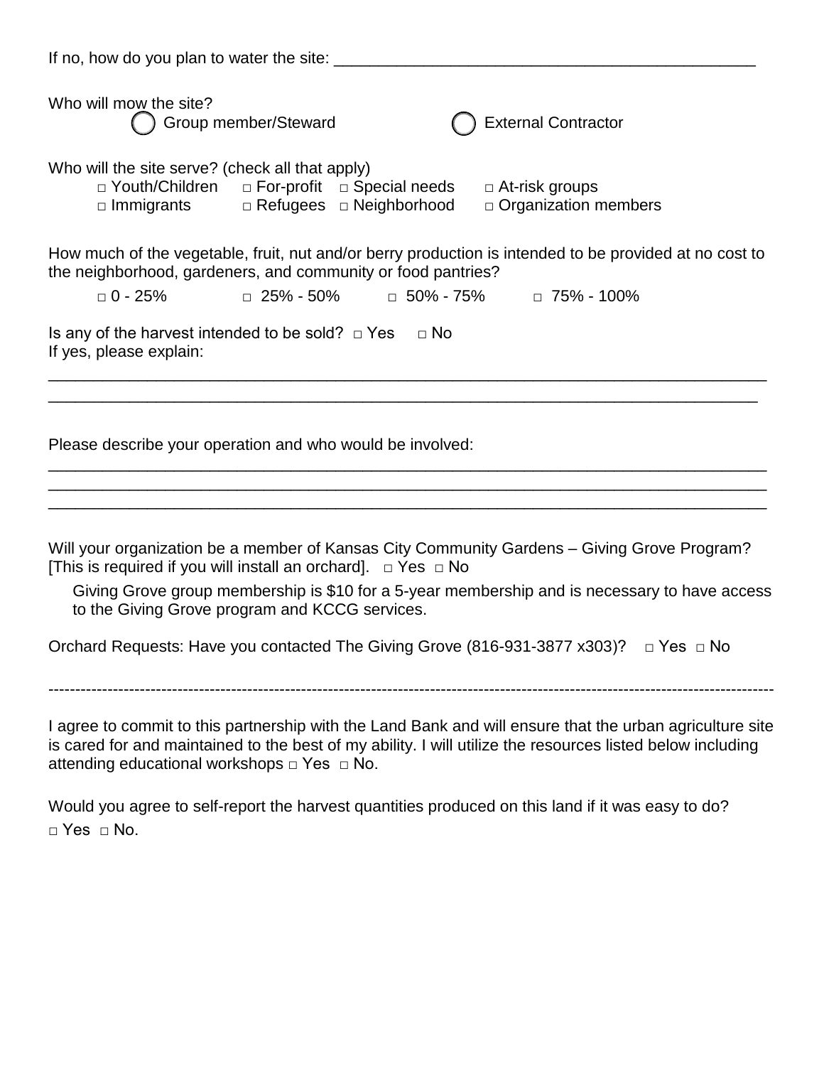If no, how do you plan to water the site: ___________________________________________

Who will mow the site?

◯ Group member/Steward ◯ External Contractor

Who will the site serve? (check all that apply)

□ Youth/Children □ For-profit □ Special needs □ At-risk groups
□ Immigrants □ Refugees □ Neighborhood □ Organization members

How much of the vegetable, fruit, nut and/or berry production is intended to be provided at no cost to the neighborhood, gardeners, and community or food pantries?

□ 0 - 25% □ 25% - 50% □ 50% - 75% □ 75% - 100%

Is any of the harvest intended to be sold? □ Yes □ No
If yes, please explain:

_______________________________________________________________________________
_______________________________________________________________________________

Please describe your operation and who would be involved:

_______________________________________________________________________________
_______________________________________________________________________________
_______________________________________________________________________________

Will your organization be a member of Kansas City Community Gardens – Giving Grove Program? [This is required if you will install an orchard]. □ Yes □ No

Giving Grove group membership is $10 for a 5-year membership and is necessary to have access to the Giving Grove program and KCCG services.

Orchard Requests: Have you contacted The Giving Grove (816-931-3877 x303)? □ Yes □ No

---

I agree to commit to this partnership with the Land Bank and will ensure that the urban agriculture site is cared for and maintained to the best of my ability. I will utilize the resources listed below including attending educational workshops □ Yes □ No.

Would you agree to self-report the harvest quantities produced on this land if it was easy to do?
□ Yes □ No.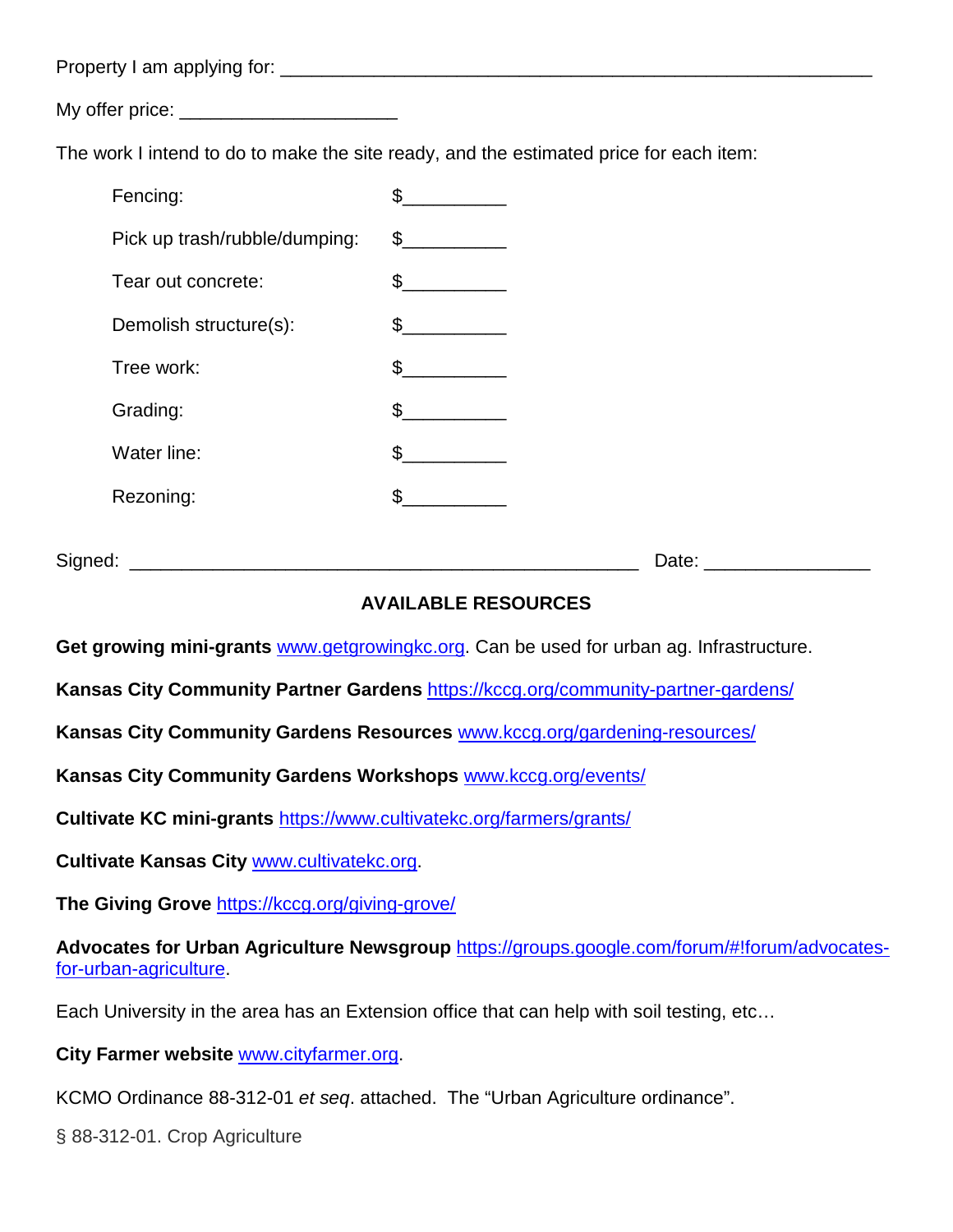Property I am applying for: ___________________________________________________________

My offer price: _____________________

The work I intend to do to make the site ready, and the estimated price for each item:

Fencing: $__________

Pick up trash/rubble/dumping: $__________

Tear out concrete: $__________

Demolish structure(s): $__________

Tree work: $__________

Grading: $__________

Water line: $__________

Rezoning: $__________

Signed: __________________________________________________ Date: ________________

## AVAILABLE RESOURCES

**Get growing mini-grants** www.getgrowingkc.org. Can be used for urban ag. Infrastructure.

**Kansas City Community Partner Gardens** https://kccg.org/community-partner-gardens/

**Kansas City Community Gardens Resources** www.kccg.org/gardening-resources/

**Kansas City Community Gardens Workshops** www.kccg.org/events/

**Cultivate KC mini-grants** https://www.cultivatekc.org/farmers/grants/

**Cultivate Kansas City** www.cultivatekc.org.

**The Giving Grove** https://kccg.org/giving-grove/

**Advocates for Urban Agriculture Newsgroup** https://groups.google.com/forum/#!forum/advocates-for-urban-agriculture.

Each University in the area has an Extension office that can help with soil testing, etc…

**City Farmer website** www.cityfarmer.org.

KCMO Ordinance 88-312-01 *et seq*. attached. The "Urban Agriculture ordinance".

§ 88-312-01. Crop Agriculture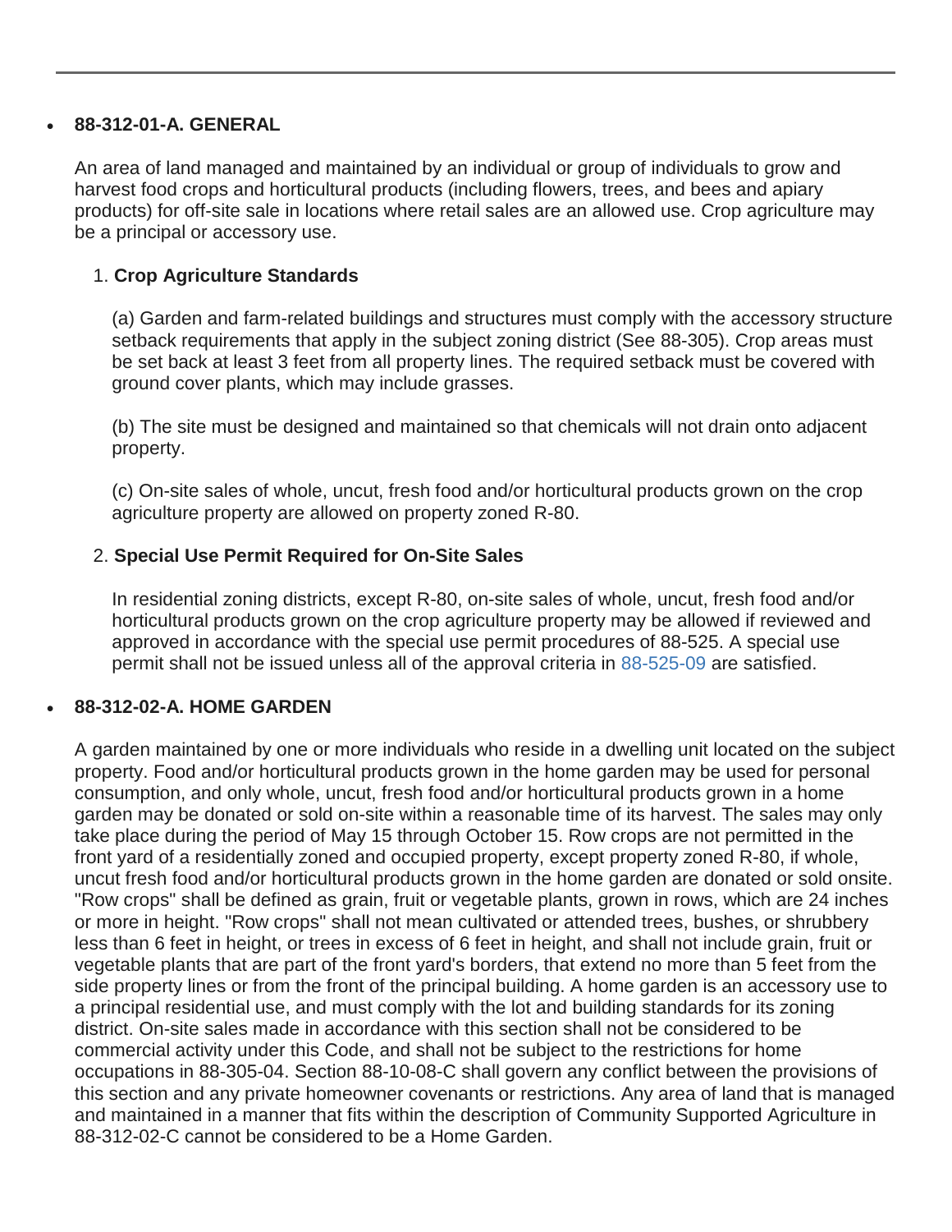---

- **88-312-01-A. GENERAL**

  An area of land managed and maintained by an individual or group of individuals to grow and harvest food crops and horticultural products (including flowers, trees, and bees and apiary products) for off-site sale in locations where retail sales are an allowed use. Crop agriculture may be a principal or accessory use.

  1. **Crop Agriculture Standards**

     (a) Garden and farm-related buildings and structures must comply with the accessory structure setback requirements that apply in the subject zoning district (See 88-305). Crop areas must be set back at least 3 feet from all property lines. The required setback must be covered with ground cover plants, which may include grasses.

     (b) The site must be designed and maintained so that chemicals will not drain onto adjacent property.

     (c) On-site sales of whole, uncut, fresh food and/or horticultural products grown on the crop agriculture property are allowed on property zoned R-80.

  2. **Special Use Permit Required for On-Site Sales**

     In residential zoning districts, except R-80, on-site sales of whole, uncut, fresh food and/or horticultural products grown on the crop agriculture property may be allowed if reviewed and approved in accordance with the special use permit procedures of 88-525. A special use permit shall not be issued unless all of the approval criteria in 88-525-09 are satisfied.

- **88-312-02-A. HOME GARDEN**

  A garden maintained by one or more individuals who reside in a dwelling unit located on the subject property. Food and/or horticultural products grown in the home garden may be used for personal consumption, and only whole, uncut, fresh food and/or horticultural products grown in a home garden may be donated or sold on-site within a reasonable time of its harvest. The sales may only take place during the period of May 15 through October 15. Row crops are not permitted in the front yard of a residentially zoned and occupied property, except property zoned R-80, if whole, uncut fresh food and/or horticultural products grown in the home garden are donated or sold onsite. "Row crops" shall be defined as grain, fruit or vegetable plants, grown in rows, which are 24 inches or more in height. "Row crops" shall not mean cultivated or attended trees, bushes, or shrubbery less than 6 feet in height, or trees in excess of 6 feet in height, and shall not include grain, fruit or vegetable plants that are part of the front yard's borders, that extend no more than 5 feet from the side property lines or from the front of the principal building. A home garden is an accessory use to a principal residential use, and must comply with the lot and building standards for its zoning district. On-site sales made in accordance with this section shall not be considered to be commercial activity under this Code, and shall not be subject to the restrictions for home occupations in 88-305-04. Section 88-10-08-C shall govern any conflict between the provisions of this section and any private homeowner covenants or restrictions. Any area of land that is managed and maintained in a manner that fits within the description of Community Supported Agriculture in 88-312-02-C cannot be considered to be a Home Garden.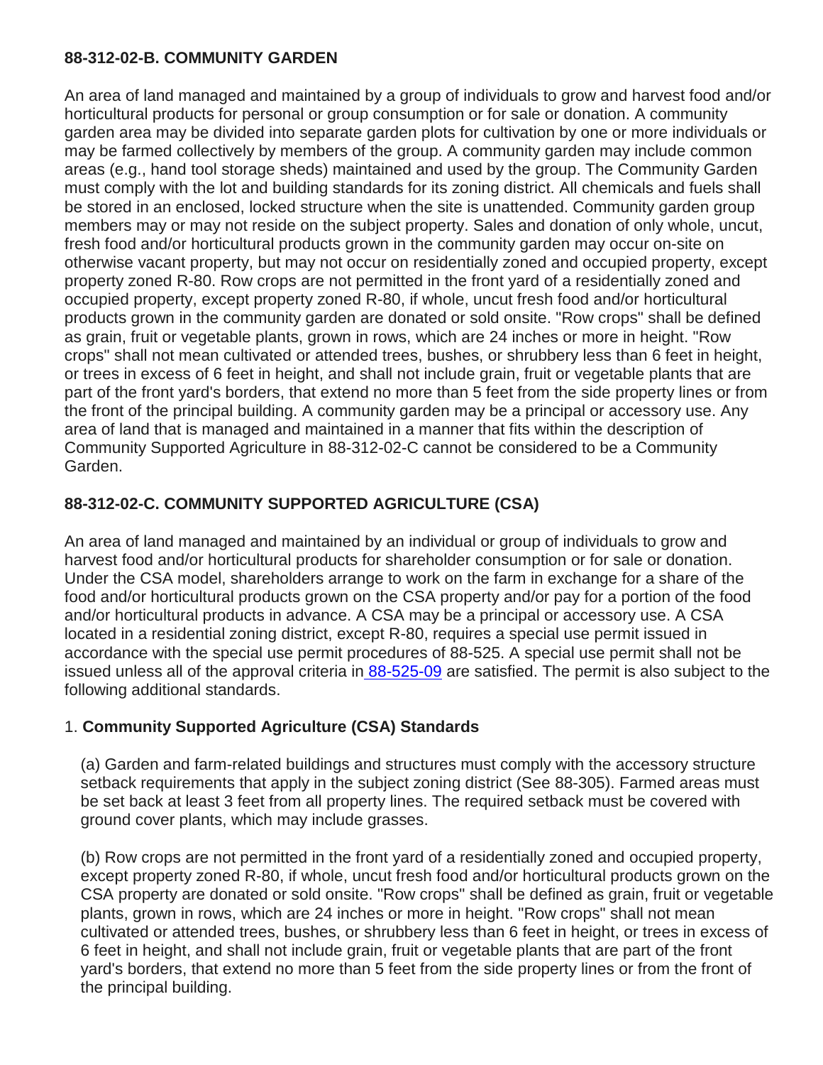### 88-312-02-B. COMMUNITY GARDEN

An area of land managed and maintained by a group of individuals to grow and harvest food and/or horticultural products for personal or group consumption or for sale or donation. A community garden area may be divided into separate garden plots for cultivation by one or more individuals or may be farmed collectively by members of the group. A community garden may include common areas (e.g., hand tool storage sheds) maintained and used by the group. The Community Garden must comply with the lot and building standards for its zoning district. All chemicals and fuels shall be stored in an enclosed, locked structure when the site is unattended. Community garden group members may or may not reside on the subject property. Sales and donation of only whole, uncut, fresh food and/or horticultural products grown in the community garden may occur on-site on otherwise vacant property, but may not occur on residentially zoned and occupied property, except property zoned R-80. Row crops are not permitted in the front yard of a residentially zoned and occupied property, except property zoned R-80, if whole, uncut fresh food and/or horticultural products grown in the community garden are donated or sold onsite. "Row crops" shall be defined as grain, fruit or vegetable plants, grown in rows, which are 24 inches or more in height. "Row crops" shall not mean cultivated or attended trees, bushes, or shrubbery less than 6 feet in height, or trees in excess of 6 feet in height, and shall not include grain, fruit or vegetable plants that are part of the front yard's borders, that extend no more than 5 feet from the side property lines or from the front of the principal building. A community garden may be a principal or accessory use. Any area of land that is managed and maintained in a manner that fits within the description of Community Supported Agriculture in 88-312-02-C cannot be considered to be a Community Garden.

### 88-312-02-C. COMMUNITY SUPPORTED AGRICULTURE (CSA)

An area of land managed and maintained by an individual or group of individuals to grow and harvest food and/or horticultural products for shareholder consumption or for sale or donation. Under the CSA model, shareholders arrange to work on the farm in exchange for a share of the food and/or horticultural products grown on the CSA property and/or pay for a portion of the food and/or horticultural products in advance. A CSA may be a principal or accessory use. A CSA located in a residential zoning district, except R-80, requires a special use permit issued in accordance with the special use permit procedures of 88-525. A special use permit shall not be issued unless all of the approval criteria in 88-525-09 are satisfied. The permit is also subject to the following additional standards.

1. **Community Supported Agriculture (CSA) Standards**

(a) Garden and farm-related buildings and structures must comply with the accessory structure setback requirements that apply in the subject zoning district (See 88-305). Farmed areas must be set back at least 3 feet from all property lines. The required setback must be covered with ground cover plants, which may include grasses.

(b) Row crops are not permitted in the front yard of a residentially zoned and occupied property, except property zoned R-80, if whole, uncut fresh food and/or horticultural products grown on the CSA property are donated or sold onsite. "Row crops" shall be defined as grain, fruit or vegetable plants, grown in rows, which are 24 inches or more in height. "Row crops" shall not mean cultivated or attended trees, bushes, or shrubbery less than 6 feet in height, or trees in excess of 6 feet in height, and shall not include grain, fruit or vegetable plants that are part of the front yard's borders, that extend no more than 5 feet from the side property lines or from the front of the principal building.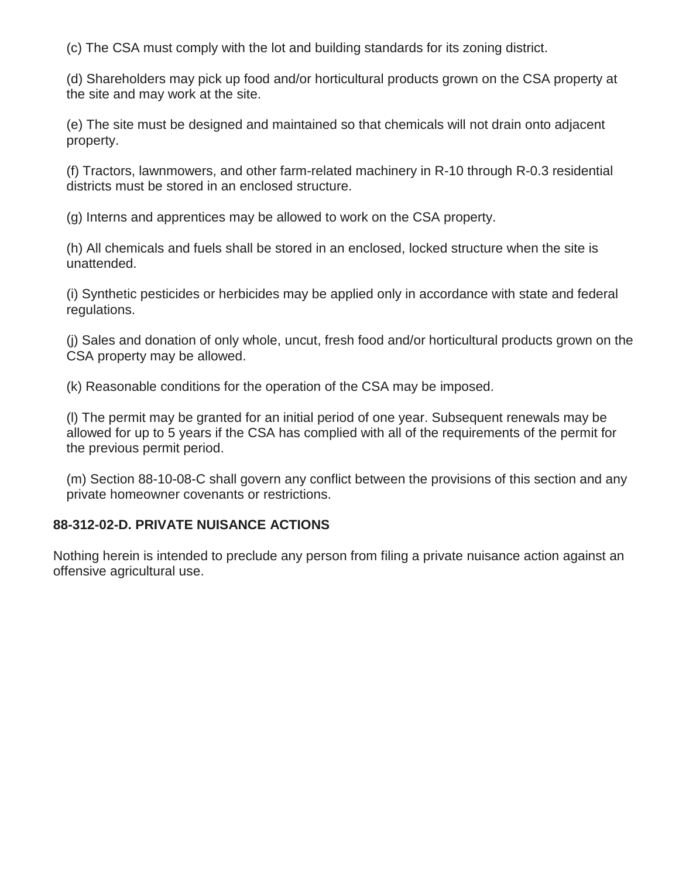(c) The CSA must comply with the lot and building standards for its zoning district.

(d) Shareholders may pick up food and/or horticultural products grown on the CSA property at the site and may work at the site.

(e) The site must be designed and maintained so that chemicals will not drain onto adjacent property.

(f) Tractors, lawnmowers, and other farm-related machinery in R-10 through R-0.3 residential districts must be stored in an enclosed structure.

(g) Interns and apprentices may be allowed to work on the CSA property.

(h) All chemicals and fuels shall be stored in an enclosed, locked structure when the site is unattended.

(i) Synthetic pesticides or herbicides may be applied only in accordance with state and federal regulations.

(j) Sales and donation of only whole, uncut, fresh food and/or horticultural products grown on the CSA property may be allowed.

(k) Reasonable conditions for the operation of the CSA may be imposed.

(l) The permit may be granted for an initial period of one year. Subsequent renewals may be allowed for up to 5 years if the CSA has complied with all of the requirements of the permit for the previous permit period.

(m) Section 88-10-08-C shall govern any conflict between the provisions of this section and any private homeowner covenants or restrictions.

**88-312-02-D. PRIVATE NUISANCE ACTIONS**

Nothing herein is intended to preclude any person from filing a private nuisance action against an offensive agricultural use.